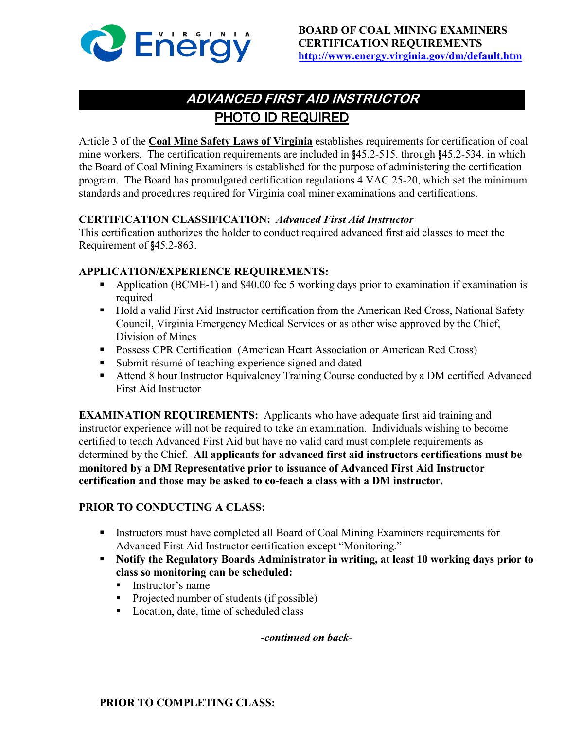**BOARD OF COAL MINING EXAMINERS**
**CERTIFICATION REQUIREMENTS**
**http://www.energy.virginia.gov/dm/default.htm**

# *ADVANCED FIRST AID INSTRUCTOR*

## PHOTO ID REQUIRED

Article 3 of the **Coal Mine Safety Laws of Virginia** establishes requirements for certification of coal mine workers. The certification requirements are included in §45.2-515. through §45.2-534. in which the Board of Coal Mining Examiners is established for the purpose of administering the certification program. The Board has promulgated certification regulations 4 VAC 25-20, which set the minimum standards and procedures required for Virginia coal miner examinations and certifications.

**CERTIFICATION CLASSIFICATION:** ***Advanced First Aid Instructor***
This certification authorizes the holder to conduct required advanced first aid classes to meet the Requirement of §45.2-863.

**APPLICATION/EXPERIENCE REQUIREMENTS:**

- Application (BCME-1) and $40.00 fee 5 working days prior to examination if examination is required
- Hold a valid First Aid Instructor certification from the American Red Cross, National Safety Council, Virginia Emergency Medical Services or as other wise approved by the Chief, Division of Mines
- Possess CPR Certification (American Heart Association or American Red Cross)
- Submit résumé of teaching experience signed and dated
- Attend 8 hour Instructor Equivalency Training Course conducted by a DM certified Advanced First Aid Instructor

**EXAMINATION REQUIREMENTS:** Applicants who have adequate first aid training and instructor experience will not be required to take an examination. Individuals wishing to become certified to teach Advanced First Aid but have no valid card must complete requirements as determined by the Chief. **All applicants for advanced first aid instructors certifications must be monitored by a DM Representative prior to issuance of Advanced First Aid Instructor certification and those may be asked to co-teach a class with a DM instructor.**

**PRIOR TO CONDUCTING A CLASS:**

- Instructors must have completed all Board of Coal Mining Examiners requirements for Advanced First Aid Instructor certification except "Monitoring."
- **Notify the Regulatory Boards Administrator in writing, at least 10 working days prior to class so monitoring can be scheduled:**
  - Instructor's name
  - Projected number of students (if possible)
  - Location, date, time of scheduled class

***-continued on back-***

**PRIOR TO COMPLETING CLASS:**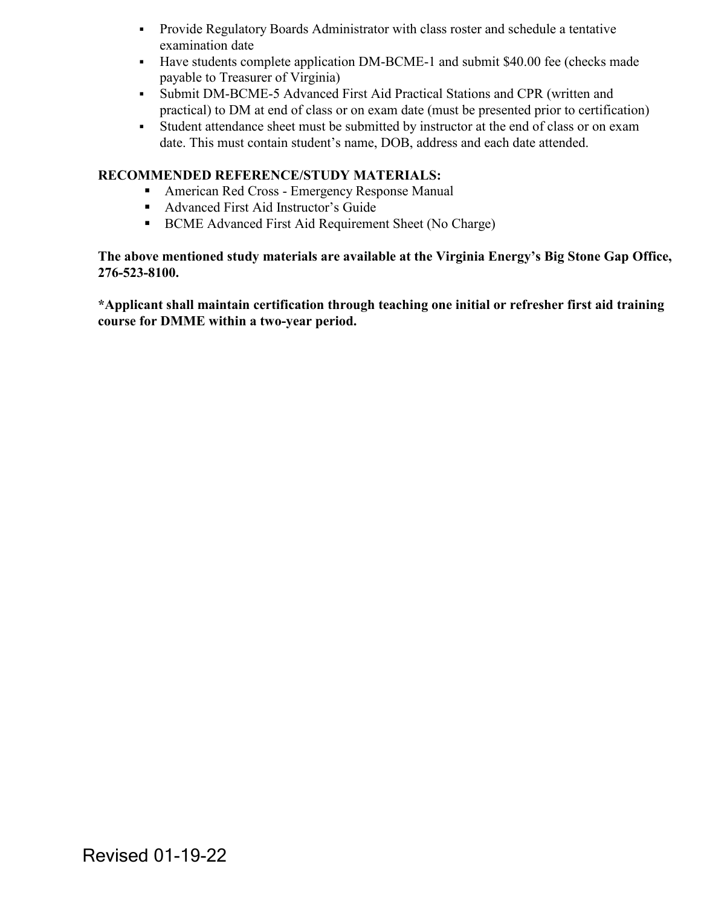- Provide Regulatory Boards Administrator with class roster and schedule a tentative examination date
- Have students complete application DM-BCME-1 and submit $40.00 fee (checks made payable to Treasurer of Virginia)
- Submit DM-BCME-5 Advanced First Aid Practical Stations and CPR (written and practical) to DM at end of class or on exam date (must be presented prior to certification)
- Student attendance sheet must be submitted by instructor at the end of class or on exam date. This must contain student's name, DOB, address and each date attended.

**RECOMMENDED REFERENCE/STUDY MATERIALS:**

- American Red Cross - Emergency Response Manual
- Advanced First Aid Instructor's Guide
- BCME Advanced First Aid Requirement Sheet (No Charge)

**The above mentioned study materials are available at the Virginia Energy's Big Stone Gap Office, 276-523-8100.**

***Applicant shall maintain certification through teaching one initial or refresher first aid training course for DMME within a two-year period.**

Revised 01-19-22